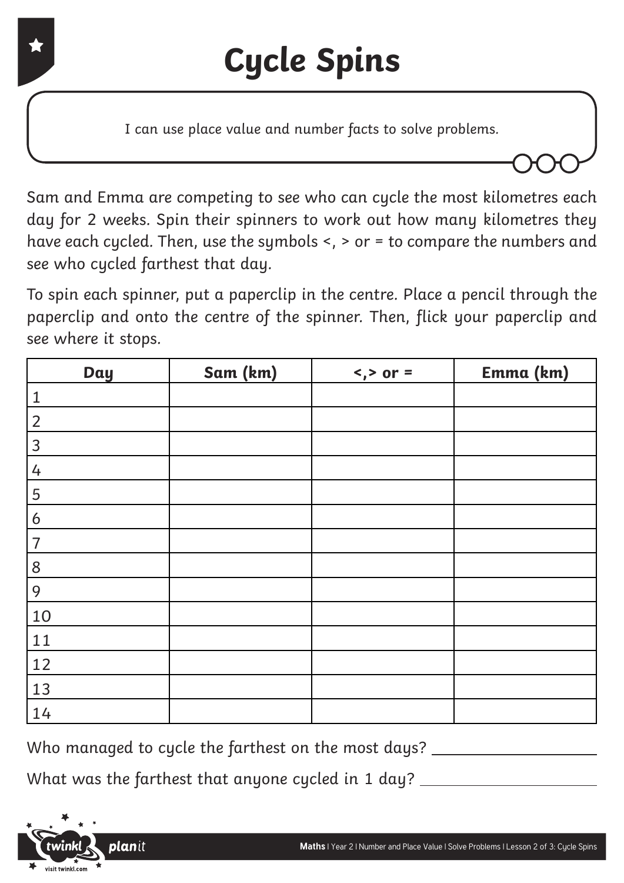# Cycle Spins

I can use place value and number facts to solve problems.

Sam and Emma are competing to see who can cycle the most kilometres each day for 2 weeks. Spin their spinners to work out how many kilometres they have each cycled. Then, use the symbols <, > or = to compare the numbers and see who cycled farthest that day.

To spin each spinner, put a paperclip in the centre. Place a pencil through the paperclip and onto the centre of the spinner. Then, flick your paperclip and see where it stops.

| Day | Sam (km) | <,> or = | Emma (km) |
|---|---|---|---|
| 1 | | | |
| 2 | | | |
| 3 | | | |
| 4 | | | |
| 5 | | | |
| 6 | | | |
| 7 | | | |
| 8 | | | |
| 9 | | | |
| 10 | | | |
| 11 | | | |
| 12 | | | |
| 13 | | | |
| 14 | | | |

Who managed to cycle the farthest on the most days? \_\_\_\_\_\_\_\_\_\_\_\_\_\_\_\_\_\_\_\_

What was the farthest that anyone cycled in 1 day? \_\_\_\_\_\_\_\_\_\_\_\_\_\_\_\_\_\_\_\_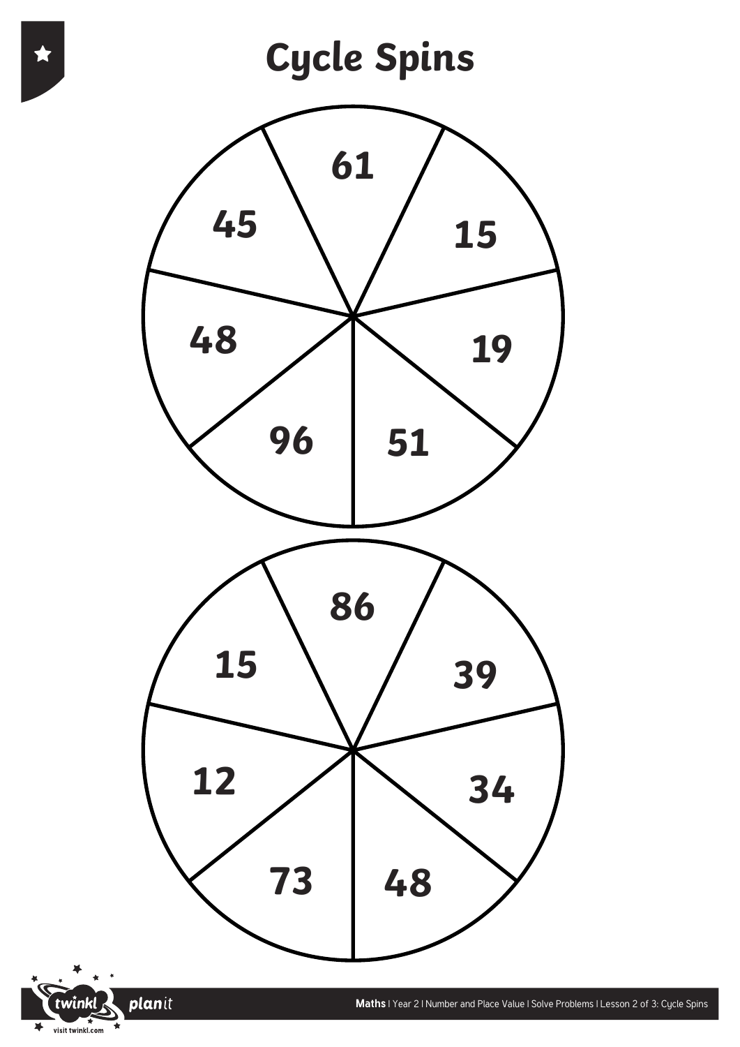# Cycle Spins

61

15

19

51

96

48

45

86

39

34

48

73

12

15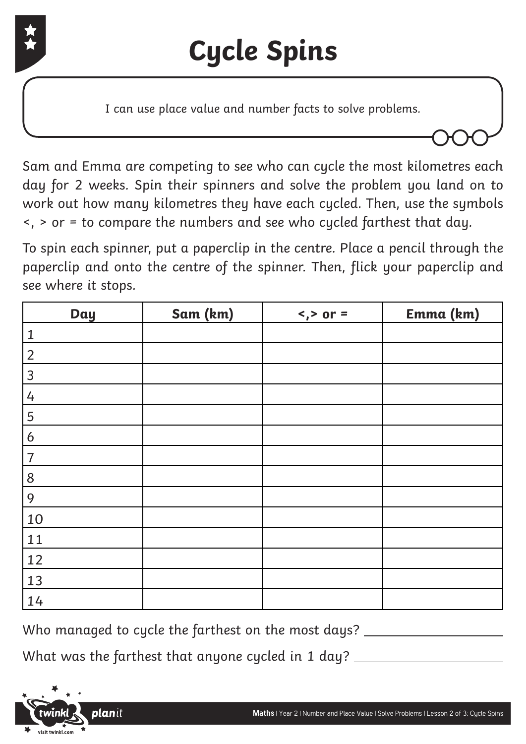# Cycle Spins

I can use place value and number facts to solve problems.

Sam and Emma are competing to see who can cycle the most kilometres each day for 2 weeks. Spin their spinners and solve the problem you land on to work out how many kilometres they have each cycled. Then, use the symbols <, > or = to compare the numbers and see who cycled farthest that day.

To spin each spinner, put a paperclip in the centre. Place a pencil through the paperclip and onto the centre of the spinner. Then, flick your paperclip and see where it stops.

| Day | Sam (km) | <,> or = | Emma (km) |
|---|---|---|---|
| 1 | | | |
| 2 | | | |
| 3 | | | |
| 4 | | | |
| 5 | | | |
| 6 | | | |
| 7 | | | |
| 8 | | | |
| 9 | | | |
| 10 | | | |
| 11 | | | |
| 12 | | | |
| 13 | | | |
| 14 | | | |

Who managed to cycle the farthest on the most days? ____________________

What was the farthest that anyone cycled in 1 day? ____________________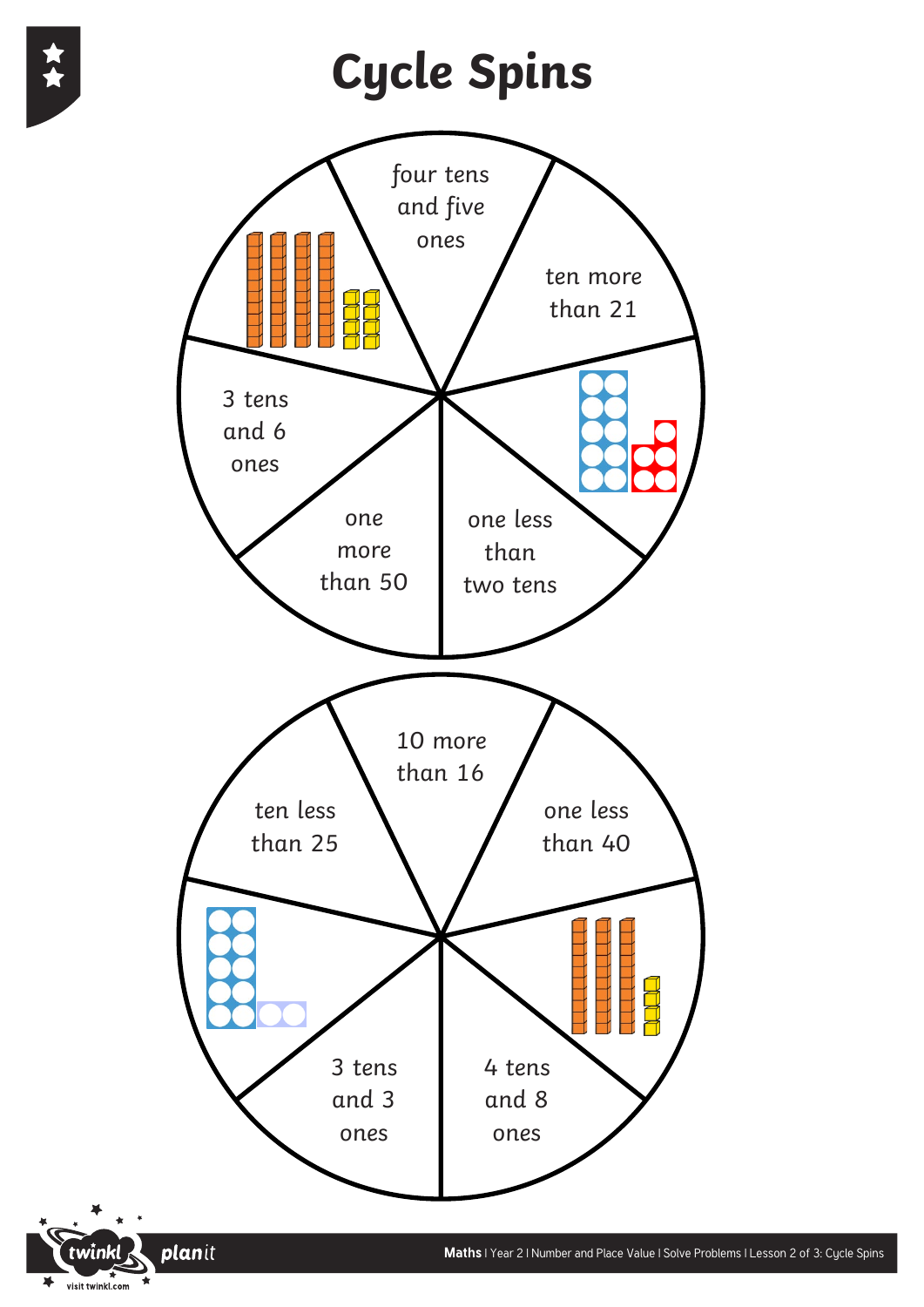# Cycle Spins

four tens and five ones

ten more than 21

one less than two tens

one more than 50

3 tens and 6 ones

10 more than 16

one less than 40

4 tens and 8 ones

3 tens and 3 ones

ten less than 25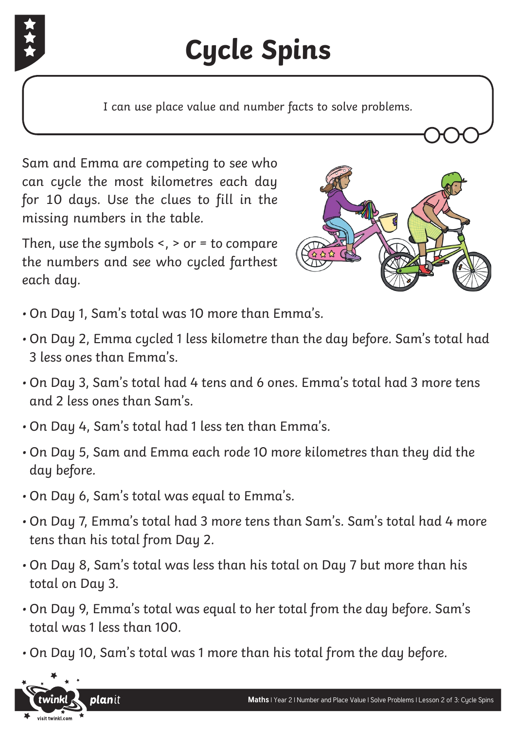# Cycle Spins

I can use place value and number facts to solve problems.

Sam and Emma are competing to see who can cycle the most kilometres each day for 10 days. Use the clues to fill in the missing numbers in the table.

Then, use the symbols <, > or = to compare the numbers and see who cycled farthest each day.

- On Day 1, Sam's total was 10 more than Emma's.
- On Day 2, Emma cycled 1 less kilometre than the day before. Sam's total had 3 less ones than Emma's.
- On Day 3, Sam's total had 4 tens and 6 ones. Emma's total had 3 more tens and 2 less ones than Sam's.
- On Day 4, Sam's total had 1 less ten than Emma's.
- On Day 5, Sam and Emma each rode 10 more kilometres than they did the day before.
- On Day 6, Sam's total was equal to Emma's.
- On Day 7, Emma's total had 3 more tens than Sam's. Sam's total had 4 more tens than his total from Day 2.
- On Day 8, Sam's total was less than his total on Day 7 but more than his total on Day 3.
- On Day 9, Emma's total was equal to her total from the day before. Sam's total was 1 less than 100.
- On Day 10, Sam's total was 1 more than his total from the day before.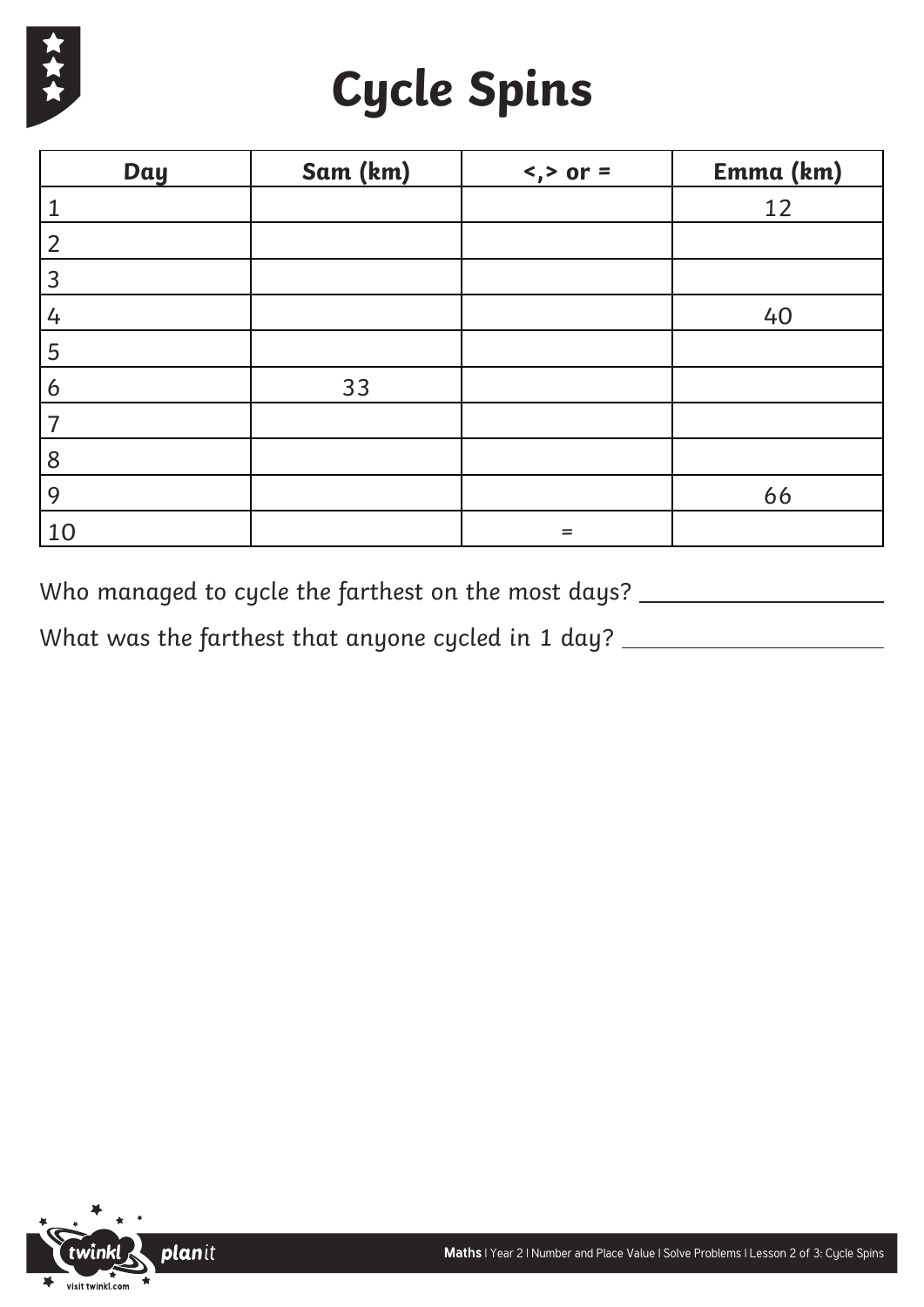# Cycle Spins

| Day | Sam (km) | <,> or = | Emma (km) |
|---|---|---|---|
| 1 | | | 12 |
| 2 | | | |
| 3 | | | |
| 4 | | | 40 |
| 5 | | | |
| 6 | 33 | | |
| 7 | | | |
| 8 | | | |
| 9 | | | 66 |
| 10 | | = | |

Who managed to cycle the farthest on the most days? ____________________

What was the farthest that anyone cycled in 1 day? ____________________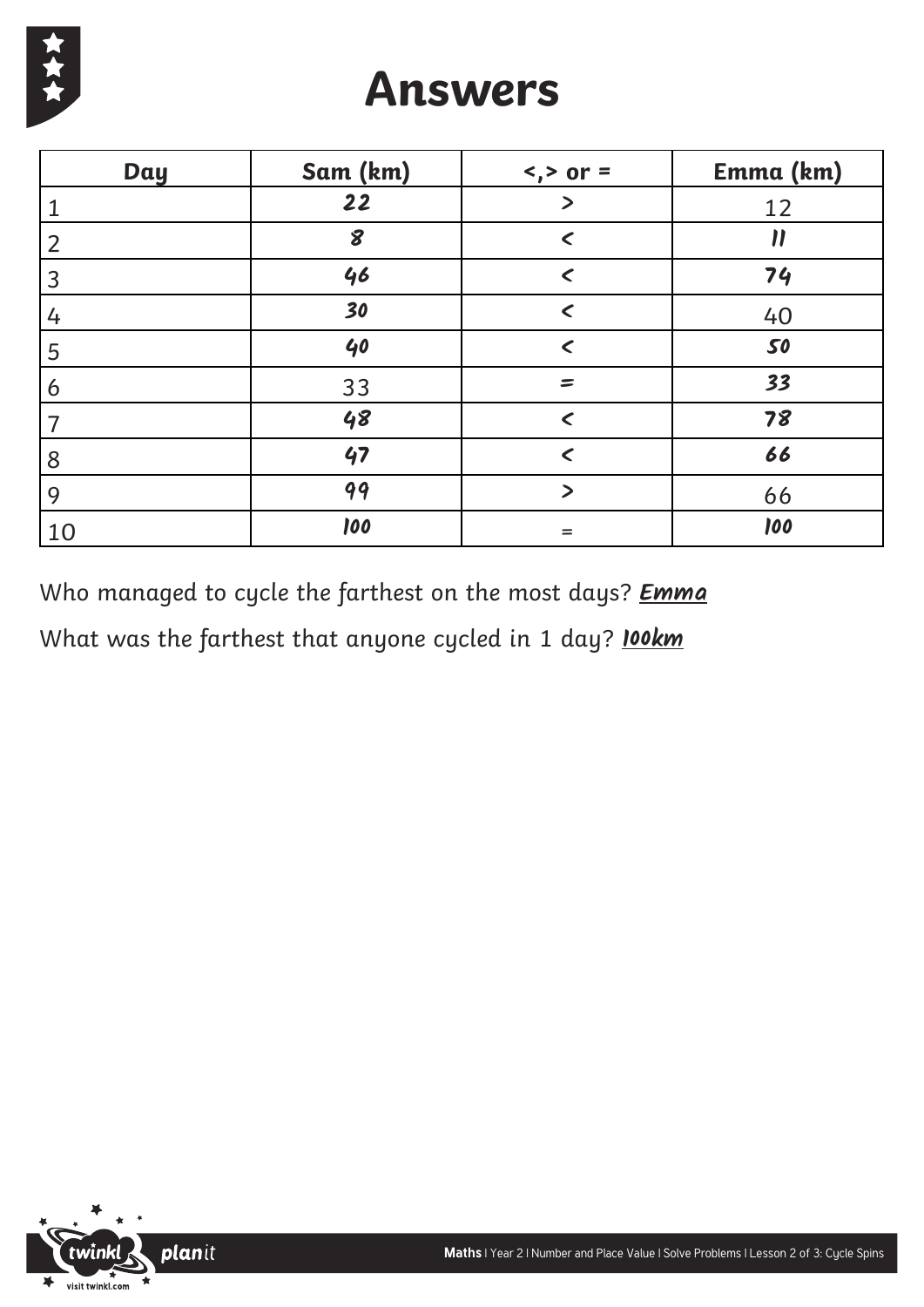# Answers

| Day | Sam (km) | <,> or = | Emma (km) |
|---|---|---|---|
| 1 | 22 | > | 12 |
| 2 | 8 | < | 11 |
| 3 | 46 | < | 74 |
| 4 | 30 | < | 40 |
| 5 | 40 | < | 50 |
| 6 | 33 | = | 33 |
| 7 | 48 | < | 78 |
| 8 | 47 | < | 66 |
| 9 | 99 | > | 66 |
| 10 | 100 | = | 100 |

Who managed to cycle the farthest on the most days? **Emma**

What was the farthest that anyone cycled in 1 day? **100km**